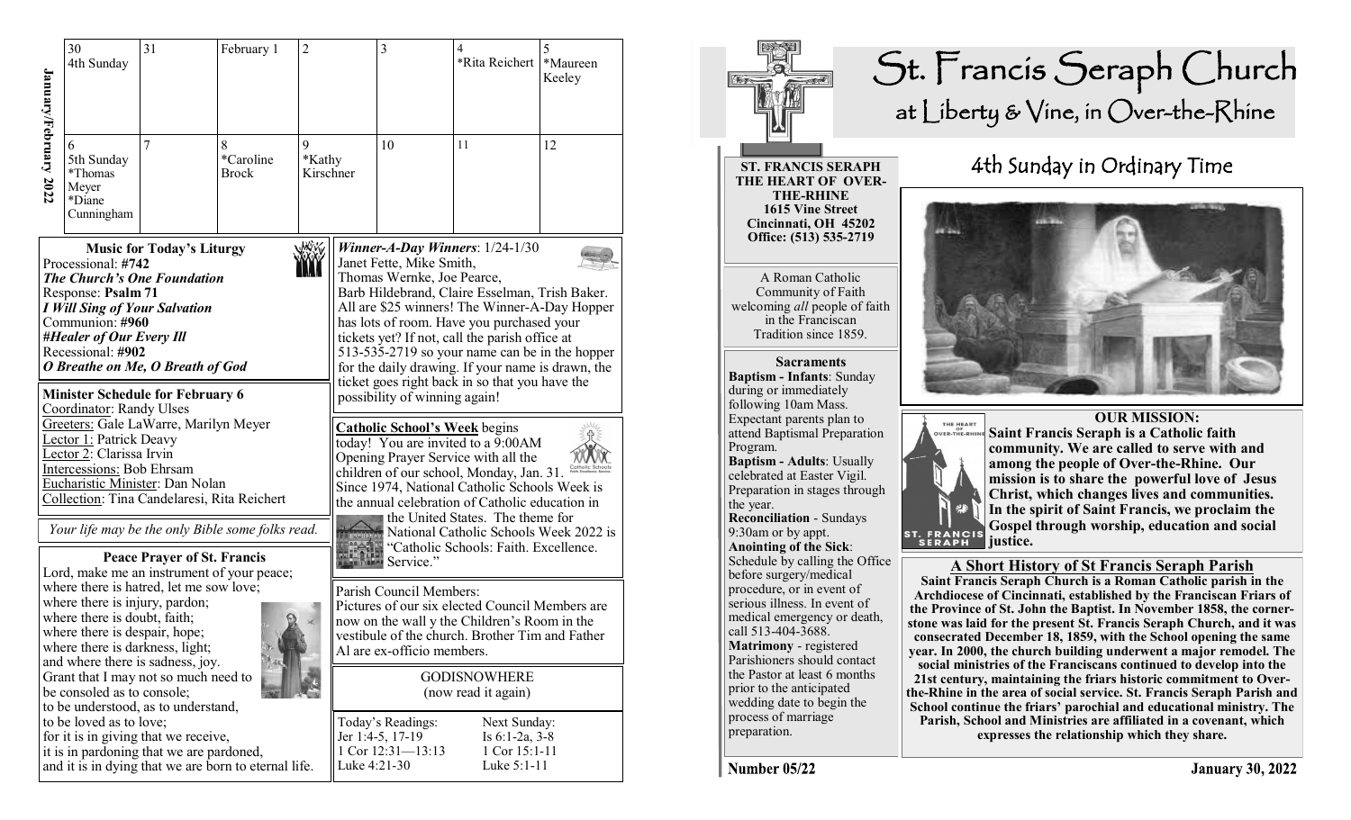**January/February 2022**

| 30 4th Sunday | 31 | February 1 | 2 | 3 | 4 *Rita Reichert | 5 *Maureen Keeley |
|---|---|---|---|---|---|---|
| 6 5th Sunday *Thomas Meyer *Diane Cunningham | 7 | 8 *Caroline Brock | 9 *Kathy Kirschner | 10 | 11 | 12 |

### Music for Today's Liturgy

Processional: **#742**
***The Church's One Foundation***
Response: **Psalm 71**
***I Will Sing of Your Salvation***
Communion: **#960**
***#Healer of Our Every Ill***
Recessional: **#902**
***O Breathe on Me, O Breath of God***

### Minister Schedule for February 6

Coordinator: Randy Ulses
Greeters: Gale LaWarre, Marilyn Meyer
Lector 1: Patrick Deavy
Lector 2: Clarissa Irvin
Intercessions: Bob Ehrsam
Eucharistic Minister: Dan Nolan
Collection: Tina Candelaresi, Rita Reichert

*Your life may be the only Bible some folks read.*

### Peace Prayer of St. Francis

Lord, make me an instrument of your peace;
where there is hatred, let me sow love;
where there is injury, pardon;
where there is doubt, faith;
where there is despair, hope;
where there is darkness, light;
and where there is sadness, joy.
Grant that I may not so much need to be consoled as to console;
to be understood, as to understand,
to be loved as to love;
for it is in giving that we receive,
it is in pardoning that we are pardoned,
and it is in dying that we are born to eternal life.

***Winner-A-Day Winners***: 1/24-1/30
Janet Fette, Mike Smith, Thomas Wernke, Joe Pearce, Barb Hildebrand, Claire Esselman, Trish Baker. All are $25 winners! The Winner-A-Day Hopper has lots of room. Have you purchased your tickets yet? If not, call the parish office at 513-535-2719 so your name can be in the hopper for the daily drawing. If your name is drawn, the ticket goes right back in so that you have the possibility of winning again!

**Catholic School's Week** begins today! You are invited to a 9:00AM Opening Prayer Service with all the children of our school, Monday, Jan. 31. Since 1974, National Catholic Schools Week is the annual celebration of Catholic education in the United States. The theme for National Catholic Schools Week 2022 is "Catholic Schools: Faith. Excellence. Service."

Parish Council Members:
Pictures of our six elected Council Members are now on the wall y the Children's Room in the vestibule of the church. Brother Tim and Father Al are ex-officio members.

GODISNOWHERE
(now read it again)

| Today's Readings: | Next Sunday: |
|---|---|
| Jer 1:4-5, 17-19 | Is 6:1-2a, 3-8 |
| 1 Cor 12:31—13:13 | 1 Cor 15:1-11 |
| Luke 4:21-30 | Luke 5:1-11 |

# St. Francis Seraph Church
## at Liberty & Vine, in Over-the-Rhine

**ST. FRANCIS SERAPH THE HEART OF OVER-THE-RHINE**
**1615 Vine Street**
**Cincinnati, OH 45202**
**Office: (513) 535-2719**

A Roman Catholic Community of Faith welcoming *all* people of faith in the Franciscan Tradition since 1859.

### Sacraments

**Baptism - Infants**: Sunday during or immediately following 10am Mass. Expectant parents plan to attend Baptismal Preparation Program.
**Baptism - Adults**: Usually celebrated at Easter Vigil. Preparation in stages through the year.
**Reconciliation** - Sundays 9:30am or by appt.
**Anointing of the Sick**: Schedule by calling the Office before surgery/medical procedure, or in event of serious illness. In event of medical emergency or death, call 513-404-3688.
**Matrimony** - registered Parishioners should contact the Pastor at least 6 months prior to the anticipated wedding date to begin the process of marriage preparation.

## 4th Sunday in Ordinary Time

### OUR MISSION:

**Saint Francis Seraph is a Catholic faith community. We are called to serve with and among the people of Over-the-Rhine. Our mission is to share the powerful love of Jesus Christ, which changes lives and communities. In the spirit of Saint Francis, we proclaim the Gospel through worship, education and social justice.**

### A Short History of St Francis Seraph Parish

**Saint Francis Seraph Church is a Roman Catholic parish in the Archdiocese of Cincinnati, established by the Franciscan Friars of the Province of St. John the Baptist. In November 1858, the cornerstone was laid for the present St. Francis Seraph Church, and it was consecrated December 18, 1859, with the School opening the same year. In 2000, the church building underwent a major remodel. The social ministries of the Franciscans continued to develop into the 21st century, maintaining the friars historic commitment to Over-the-Rhine in the area of social service. St. Francis Seraph Parish and School continue the friars' parochial and educational ministry. The Parish, School and Ministries are affiliated in a covenant, which expresses the relationship which they share.**

**Number 05/22** **January 30, 2022**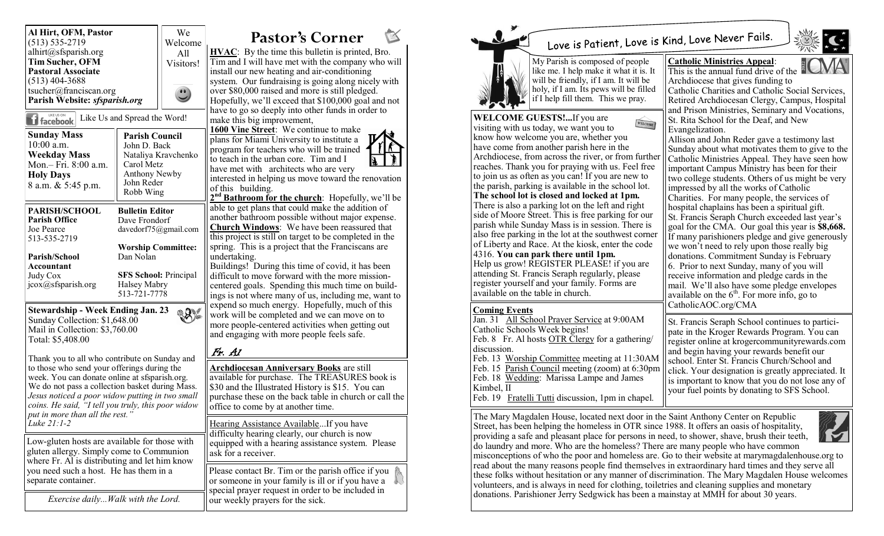**Al Hirt, OFM, Pastor**
(513) 535-2719
alhirt@sfsparish.org
**Tim Sucher, OFM**
**Pastoral Associate**
(513) 404-3688
tsucher@franciscan.org
**Parish Website:** ***sfsparish.org***

We Welcome All Visitors!

Like Us and Spread the Word!

**Sunday Mass**
10:00 a.m.
**Weekday Mass**
Mon.– Fri. 8:00 a.m.
**Holy Days**
8 a.m. & 5:45 p.m.

**Parish Council**
John D. Back
Nataliya Kravchenko
Carol Metz
Anthony Newby
John Reder
Robb Wing

**PARISH/SCHOOL**
**Parish Office**
Joe Pearce
513-535-2719

**Parish/School Accountant**
Judy Cox
jcox@sfsparish.org

**Bulletin Editor**
Dave Frondorf
davedorf75@gmail.com

**Worship Committee:**
Dan Nolan

**SFS School:** Principal
Halsey Mabry
513-721-7778

**Stewardship - Week Ending Jan. 23**
Sunday Collection: $1,648.00
Mail in Collection: $3,760.00
Total: $5,408.00

Thank you to all who contribute on Sunday and to those who send your offerings during the week. You can donate online at sfsparish.org. We do not pass a collection basket during Mass. *Jesus noticed a poor widow putting in two small coins. He said, "I tell you truly, this poor widow put in more than all the rest." Luke 21:1-2*

Low-gluten hosts are available for those with gluten allergy. Simply come to Communion where Fr. Al is distributing and let him know you need such a host. He has them in a separate container.

*Exercise daily...Walk with the Lord.*

# Pastor's Corner

**HVAC**: By the time this bulletin is printed, Bro. Tim and I will have met with the company who will install our new heating and air-conditioning system. Our fundraising is going along nicely with over $80,000 raised and more is still pledged. Hopefully, we'll exceed that $100,000 goal and not have to go so deeply into other funds in order to make this big improvement,

**1600 Vine Street**: We continue to make plans for Miami University to institute a program for teachers who will be trained to teach in the urban core. Tim and I have met with architects who are very interested in helping us move toward the renovation of this building.

**2nd Bathroom for the church**: Hopefully, we'll be able to get plans that could make the addition of another bathroom possible without major expense.

**Church Windows**: We have been reassured that this project is still on target to be completed in the spring. This is a project that the Franciscans are undertaking.

Buildings! During this time of covid, it has been difficult to move forward with the more mission-centered goals. Spending this much time on buildings is not where many of us, including me, want to expend so much energy. Hopefully, much of this work will be completed and we can move on to more people-centered activities when getting out and engaging with more people feels safe.

*Fr. Al*

**Archdiocesan Anniversary Books** are still available for purchase. The TREASURES book is $30 and the Illustrated History is $15. You can purchase these on the back table in church or call the office to come by at another time.

Hearing Assistance Available...If you have difficulty hearing clearly, our church is now equipped with a hearing assistance system. Please ask for a receiver.

Please contact Br. Tim or the parish office if you or someone in your family is ill or if you have a special prayer request in order to be included in our weekly prayers for the sick.

## Love is Patient, Love is Kind, Love Never Fails.

My Parish is composed of people like me. I help make it what it is. It will be friendly, if I am. It will be holy, if I am. Its pews will be filled if I help fill them. This we pray.

**WELCOME GUESTS!...**If you are visiting with us today, we want you to know how welcome you are, whether you have come from another parish here in the Archdiocese, from across the river, or from further reaches. Thank you for praying with us. Feel free to join us as often as you can! If you are new to the parish, parking is available in the school lot. **The school lot is closed and locked at 1pm.** There is also a parking lot on the left and right side of Moore Street. This is free parking for our parish while Sunday Mass is in session. There is also free parking in the lot at the southwest corner of Liberty and Race. At the kiosk, enter the code 4316. **You can park there until 1pm.**
Help us grow! REGISTER PLEASE! if you are attending St. Francis Seraph regularly, please register yourself and your family. Forms are available on the table in church.

**Coming Events**
Jan. 31 All School Prayer Service at 9:00AM
Catholic Schools Week begins!
Feb. 8 Fr. Al hosts OTR Clergy for a gathering/discussion.
Feb. 13 Worship Committee meeting at 11:30AM
Feb. 15 Parish Council meeting (zoom) at 6:30pm
Feb. 18 Wedding: Marissa Lampe and James Kimbel, II
Feb. 19 Fratelli Tutti discussion, 1pm in chapel.

**Catholic Ministries Appeal**:
This is the annual fund drive of the Archdiocese that gives funding to Catholic Charities and Catholic Social Services, Retired Archdiocesan Clergy, Campus, Hospital and Prison Ministries, Seminary and Vocations, St. Rita School for the Deaf, and New Evangelization.
Allison and John Reder gave a testimony last Sunday about what motivates them to give to the Catholic Ministries Appeal. They have seen how important Campus Ministry has been for their two college students. Others of us might be very impressed by all the works of Catholic Charities. For many people, the services of hospital chaplains has been a spiritual gift. St. Francis Seraph Church exceeded last year's goal for the CMA. Our goal this year is **$8,668.** If many parishioners pledge and give generously we won't need to rely upon those really big donations. Commitment Sunday is February 6. Prior to next Sunday, many of you will receive information and pledge cards in the mail. We'll also have some pledge envelopes available on the 6th. For more info, go to CatholicAOC.org/CMA

St. Francis Seraph School continues to participate in the Kroger Rewards Program. You can register online at krogercommunityrewards.com and begin having your rewards benefit our school. Enter St. Francis Church/School and click. Your designation is greatly appreciated. It is important to know that you do not lose any of your fuel points by donating to SFS School.

The Mary Magdalen House, located next door in the Saint Anthony Center on Republic Street, has been helping the homeless in OTR since 1988. It offers an oasis of hospitality, providing a safe and pleasant place for persons in need, to shower, shave, brush their teeth, do laundry and more. Who are the homeless? There are many people who have common misconceptions of who the poor and homeless are. Go to their website at marymagdalenhouse.org to read about the many reasons people find themselves in extraordinary hard times and they serve all these folks without hesitation or any manner of discrimination. The Mary Magdalen House welcomes volunteers, and is always in need for clothing, toiletries and cleaning supplies and monetary donations. Parishioner Jerry Sedgwick has been a mainstay at MMH for about 30 years.